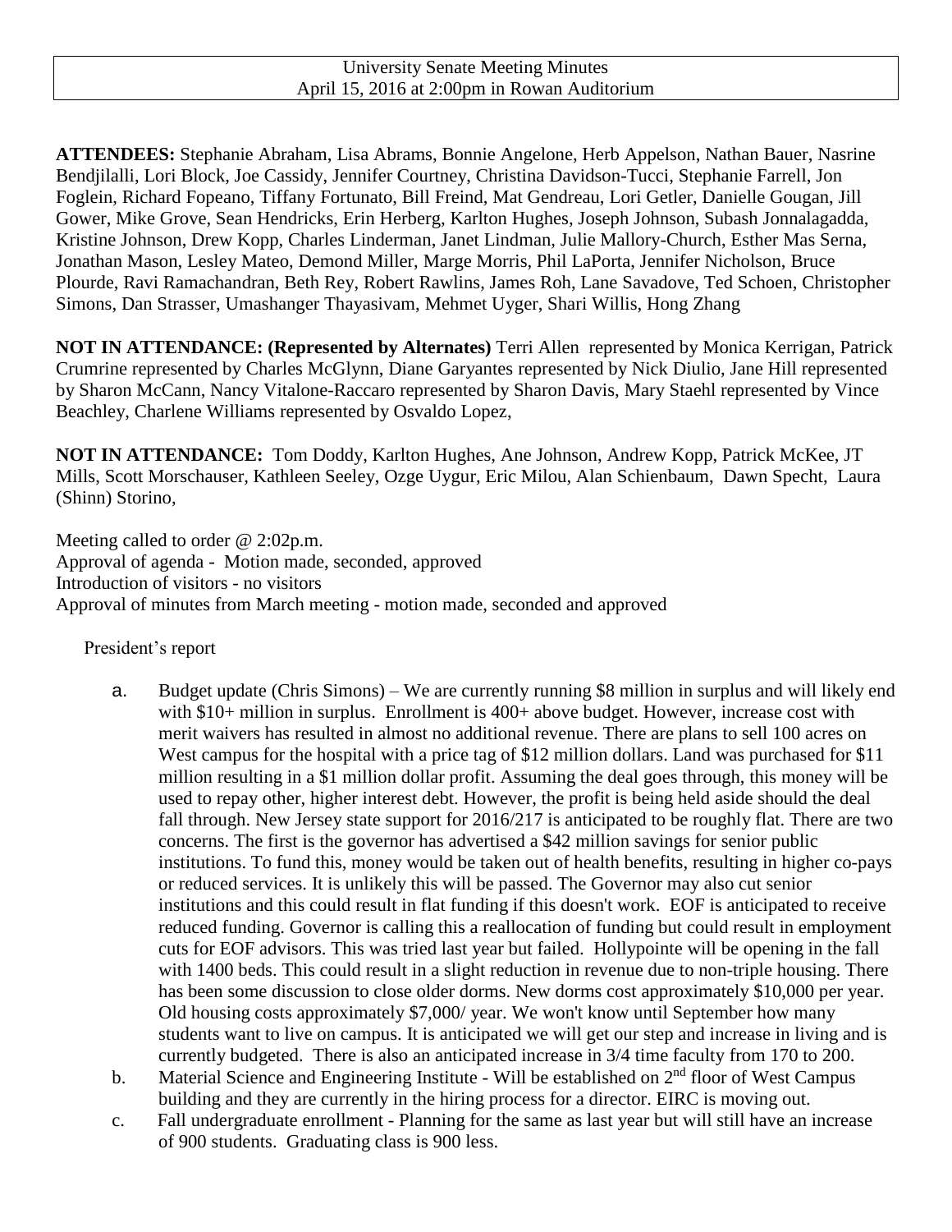University Senate Meeting Minutes
April 15, 2016 at 2:00pm in Rowan Auditorium

**ATTENDEES:** Stephanie Abraham, Lisa Abrams, Bonnie Angelone, Herb Appelson, Nathan Bauer, Nasrine Bendjilalli, Lori Block, Joe Cassidy, Jennifer Courtney, Christina Davidson-Tucci, Stephanie Farrell, Jon Foglein, Richard Fopeano, Tiffany Fortunato, Bill Freind, Mat Gendreau, Lori Getler, Danielle Gougan, Jill Gower, Mike Grove, Sean Hendricks, Erin Herberg, Karlton Hughes, Joseph Johnson, Subash Jonnalagadda, Kristine Johnson, Drew Kopp, Charles Linderman, Janet Lindman, Julie Mallory-Church, Esther Mas Serna, Jonathan Mason, Lesley Mateo, Demond Miller, Marge Morris, Phil LaPorta, Jennifer Nicholson, Bruce Plourde, Ravi Ramachandran, Beth Rey, Robert Rawlins, James Roh, Lane Savadove, Ted Schoen, Christopher Simons, Dan Strasser, Umashanger Thayasivam, Mehmet Uyger, Shari Willis, Hong Zhang

**NOT IN ATTENDANCE: (Represented by Alternates)** Terri Allen represented by Monica Kerrigan, Patrick Crumrine represented by Charles McGlynn, Diane Garyantes represented by Nick Diulio, Jane Hill represented by Sharon McCann, Nancy Vitalone-Raccaro represented by Sharon Davis, Mary Staehl represented by Vince Beachley, Charlene Williams represented by Osvaldo Lopez,

**NOT IN ATTENDANCE:** Tom Doddy, Karlton Hughes, Ane Johnson, Andrew Kopp, Patrick McKee, JT Mills, Scott Morschauser, Kathleen Seeley, Ozge Uygur, Eric Milou, Alan Schienbaum, Dawn Specht, Laura (Shinn) Storino,

Meeting called to order @ 2:02p.m.
Approval of agenda - Motion made, seconded, approved
Introduction of visitors - no visitors
Approval of minutes from March meeting - motion made, seconded and approved

President's report

a. Budget update (Chris Simons) – We are currently running $8 million in surplus and will likely end with $10+ million in surplus. Enrollment is 400+ above budget. However, increase cost with merit waivers has resulted in almost no additional revenue. There are plans to sell 100 acres on West campus for the hospital with a price tag of $12 million dollars. Land was purchased for $11 million resulting in a $1 million dollar profit. Assuming the deal goes through, this money will be used to repay other, higher interest debt. However, the profit is being held aside should the deal fall through. New Jersey state support for 2016/217 is anticipated to be roughly flat. There are two concerns. The first is the governor has advertised a $42 million savings for senior public institutions. To fund this, money would be taken out of health benefits, resulting in higher co-pays or reduced services. It is unlikely this will be passed. The Governor may also cut senior institutions and this could result in flat funding if this doesn't work. EOF is anticipated to receive reduced funding. Governor is calling this a reallocation of funding but could result in employment cuts for EOF advisors. This was tried last year but failed. Hollypointe will be opening in the fall with 1400 beds. This could result in a slight reduction in revenue due to non-triple housing. There has been some discussion to close older dorms. New dorms cost approximately $10,000 per year. Old housing costs approximately $7,000/ year. We won't know until September how many students want to live on campus. It is anticipated we will get our step and increase in living and is currently budgeted. There is also an anticipated increase in 3/4 time faculty from 170 to 200.

b. Material Science and Engineering Institute - Will be established on 2nd floor of West Campus building and they are currently in the hiring process for a director. EIRC is moving out.

c. Fall undergraduate enrollment - Planning for the same as last year but will still have an increase of 900 students. Graduating class is 900 less.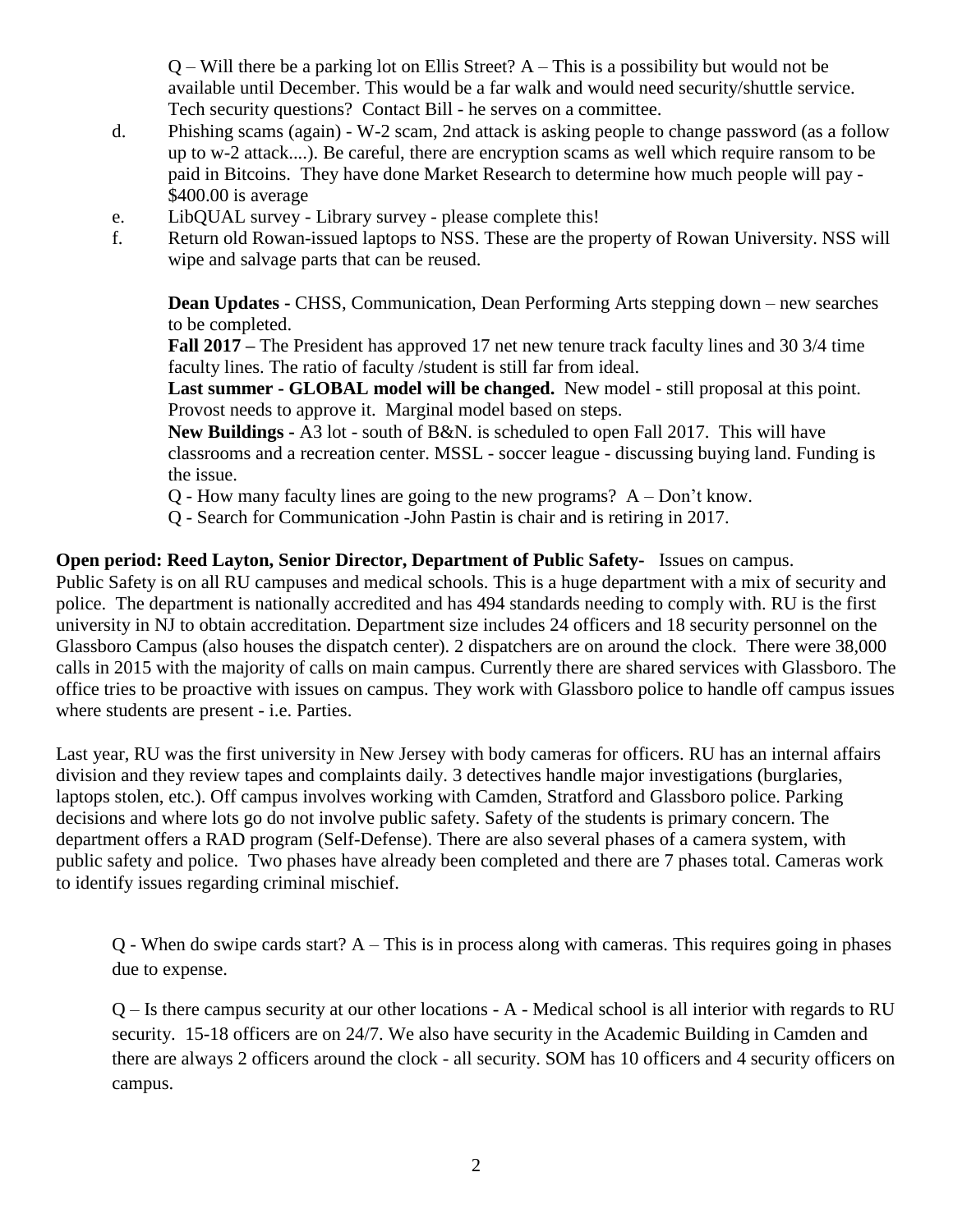Q – Will there be a parking lot on Ellis Street? A – This is a possibility but would not be available until December. This would be a far walk and would need security/shuttle service. Tech security questions? Contact Bill - he serves on a committee.

d. Phishing scams (again) - W-2 scam, 2nd attack is asking people to change password (as a follow up to w-2 attack....). Be careful, there are encryption scams as well which require ransom to be paid in Bitcoins. They have done Market Research to determine how much people will pay - \$400.00 is average

e. LibQUAL survey - Library survey - please complete this!

f. Return old Rowan-issued laptops to NSS. These are the property of Rowan University. NSS will wipe and salvage parts that can be reused.

**Dean Updates -** CHSS, Communication, Dean Performing Arts stepping down – new searches to be completed.

**Fall 2017 –** The President has approved 17 net new tenure track faculty lines and 30 3/4 time faculty lines. The ratio of faculty /student is still far from ideal.

**Last summer - GLOBAL model will be changed.** New model - still proposal at this point. Provost needs to approve it. Marginal model based on steps.

**New Buildings -** A3 lot - south of B&N. is scheduled to open Fall 2017. This will have classrooms and a recreation center. MSSL - soccer league - discussing buying land. Funding is the issue.

Q - How many faculty lines are going to the new programs? A – Don't know.

Q - Search for Communication -John Pastin is chair and is retiring in 2017.

**Open period: Reed Layton, Senior Director, Department of Public Safety-** Issues on campus. Public Safety is on all RU campuses and medical schools. This is a huge department with a mix of security and police. The department is nationally accredited and has 494 standards needing to comply with. RU is the first university in NJ to obtain accreditation. Department size includes 24 officers and 18 security personnel on the Glassboro Campus (also houses the dispatch center). 2 dispatchers are on around the clock. There were 38,000 calls in 2015 with the majority of calls on main campus. Currently there are shared services with Glassboro. The office tries to be proactive with issues on campus. They work with Glassboro police to handle off campus issues where students are present - i.e. Parties.

Last year, RU was the first university in New Jersey with body cameras for officers. RU has an internal affairs division and they review tapes and complaints daily. 3 detectives handle major investigations (burglaries, laptops stolen, etc.). Off campus involves working with Camden, Stratford and Glassboro police. Parking decisions and where lots go do not involve public safety. Safety of the students is primary concern. The department offers a RAD program (Self-Defense). There are also several phases of a camera system, with public safety and police. Two phases have already been completed and there are 7 phases total. Cameras work to identify issues regarding criminal mischief.

Q - When do swipe cards start? A – This is in process along with cameras. This requires going in phases due to expense.

Q – Is there campus security at our other locations - A - Medical school is all interior with regards to RU security. 15-18 officers are on 24/7. We also have security in the Academic Building in Camden and there are always 2 officers around the clock - all security. SOM has 10 officers and 4 security officers on campus.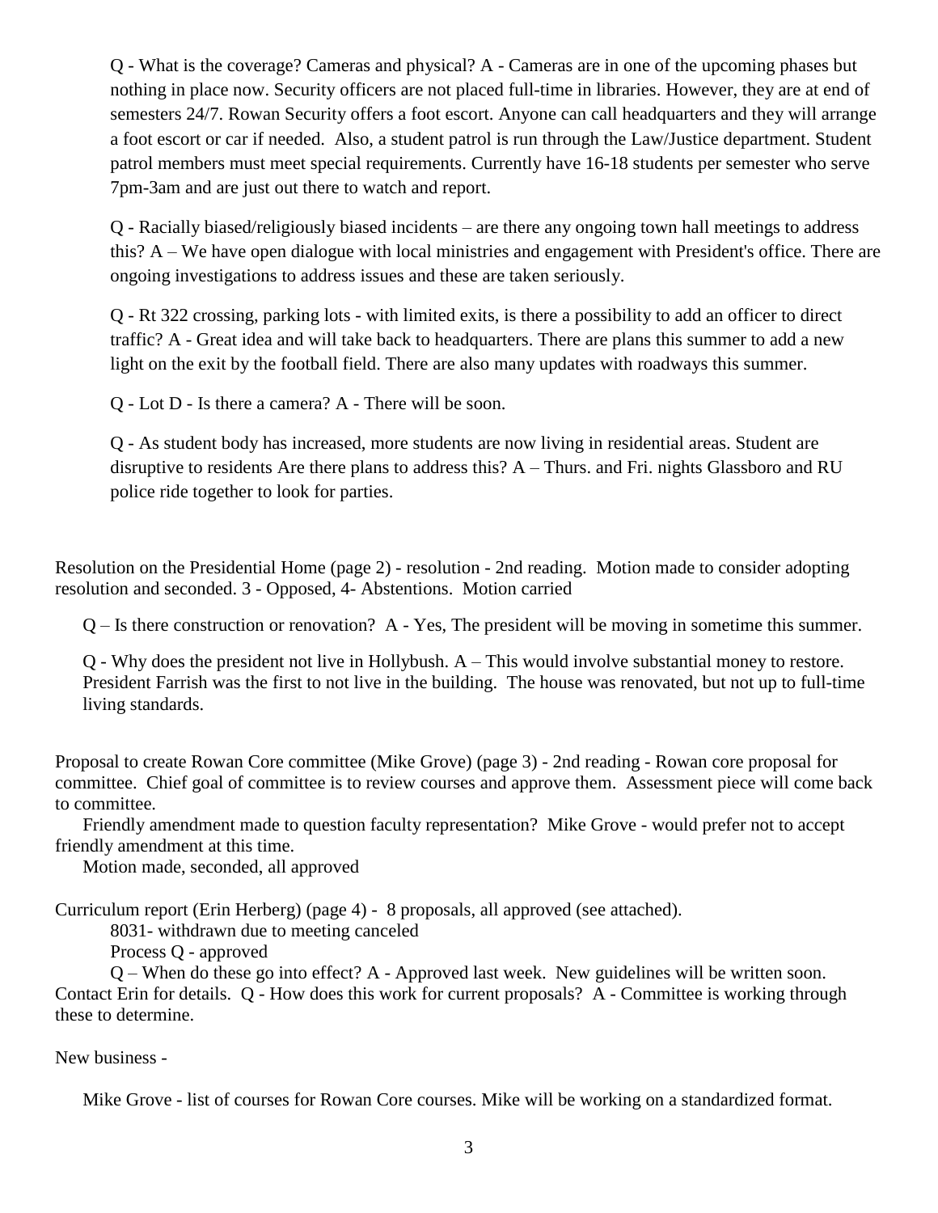Q - What is the coverage? Cameras and physical? A - Cameras are in one of the upcoming phases but nothing in place now. Security officers are not placed full-time in libraries. However, they are at end of semesters 24/7. Rowan Security offers a foot escort. Anyone can call headquarters and they will arrange a foot escort or car if needed. Also, a student patrol is run through the Law/Justice department. Student patrol members must meet special requirements. Currently have 16-18 students per semester who serve 7pm-3am and are just out there to watch and report.

Q - Racially biased/religiously biased incidents – are there any ongoing town hall meetings to address this? A – We have open dialogue with local ministries and engagement with President's office. There are ongoing investigations to address issues and these are taken seriously.

Q - Rt 322 crossing, parking lots - with limited exits, is there a possibility to add an officer to direct traffic? A - Great idea and will take back to headquarters. There are plans this summer to add a new light on the exit by the football field. There are also many updates with roadways this summer.

Q - Lot D - Is there a camera? A - There will be soon.

Q - As student body has increased, more students are now living in residential areas. Student are disruptive to residents Are there plans to address this? A – Thurs. and Fri. nights Glassboro and RU police ride together to look for parties.

Resolution on the Presidential Home (page 2) - resolution - 2nd reading. Motion made to consider adopting resolution and seconded. 3 - Opposed, 4- Abstentions. Motion carried

Q – Is there construction or renovation? A - Yes, The president will be moving in sometime this summer.

Q - Why does the president not live in Hollybush. A – This would involve substantial money to restore. President Farrish was the first to not live in the building. The house was renovated, but not up to full-time living standards.

Proposal to create Rowan Core committee (Mike Grove) (page 3) - 2nd reading - Rowan core proposal for committee. Chief goal of committee is to review courses and approve them. Assessment piece will come back to committee.

Friendly amendment made to question faculty representation? Mike Grove - would prefer not to accept friendly amendment at this time.

Motion made, seconded, all approved

Curriculum report (Erin Herberg) (page 4) - 8 proposals, all approved (see attached).

8031- withdrawn due to meeting canceled

Process Q - approved

Q – When do these go into effect? A - Approved last week. New guidelines will be written soon. Contact Erin for details. Q - How does this work for current proposals? A - Committee is working through these to determine.

New business -

Mike Grove - list of courses for Rowan Core courses. Mike will be working on a standardized format.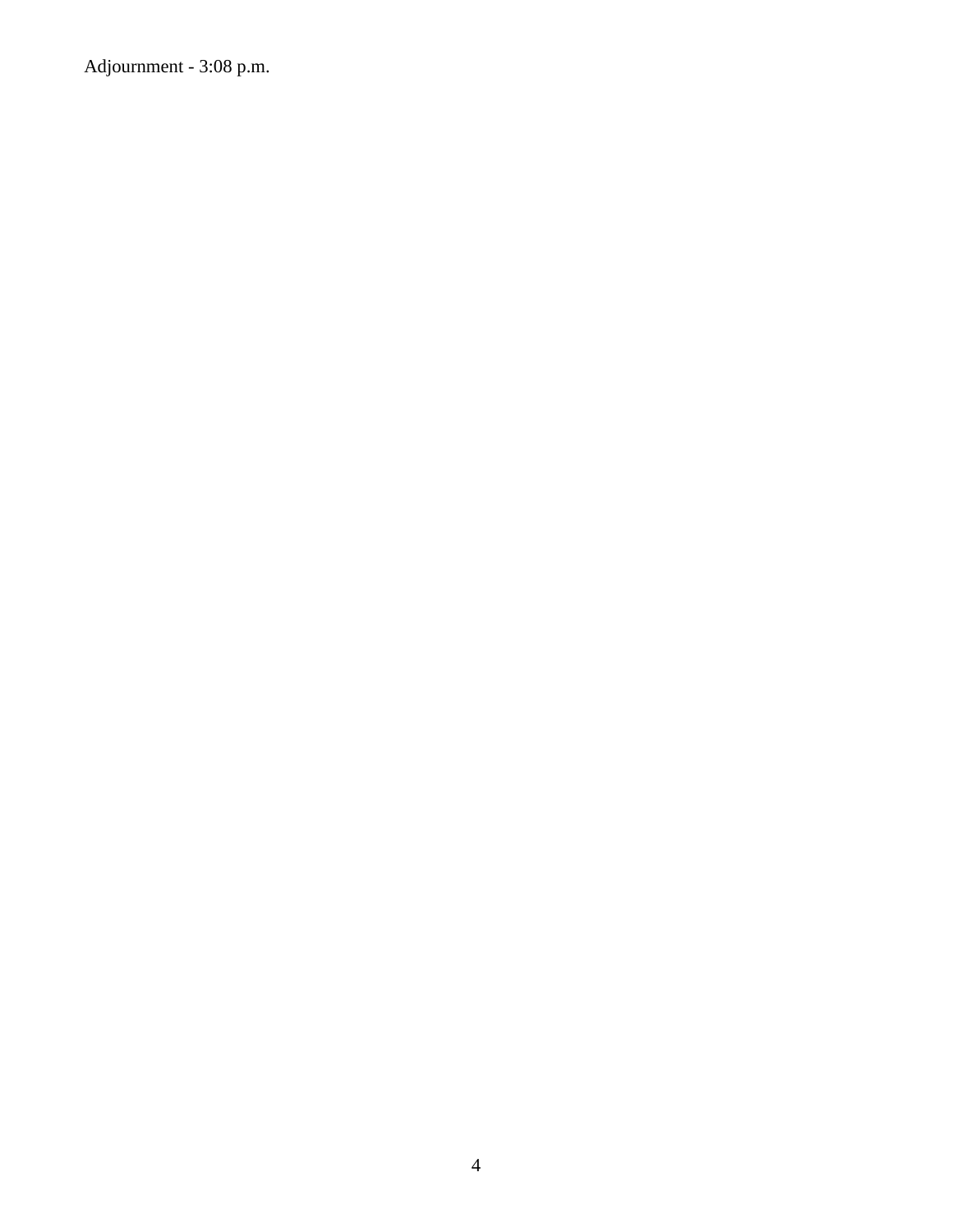Adjournment - 3:08 p.m.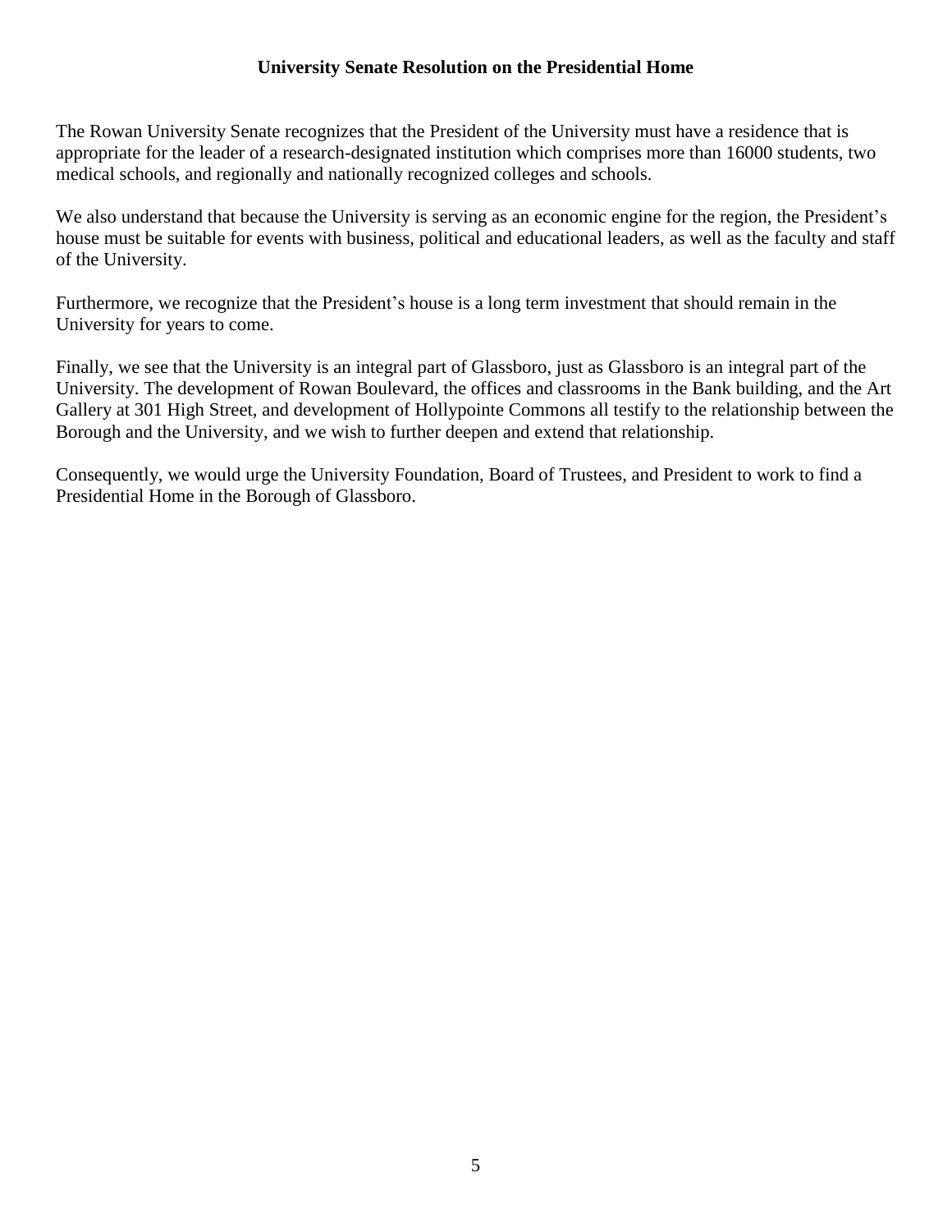## University Senate Resolution on the Presidential Home

The Rowan University Senate recognizes that the President of the University must have a residence that is appropriate for the leader of a research-designated institution which comprises more than 16000 students, two medical schools, and regionally and nationally recognized colleges and schools.

We also understand that because the University is serving as an economic engine for the region, the President's house must be suitable for events with business, political and educational leaders, as well as the faculty and staff of the University.

Furthermore, we recognize that the President's house is a long term investment that should remain in the University for years to come.

Finally, we see that the University is an integral part of Glassboro, just as Glassboro is an integral part of the University. The development of Rowan Boulevard, the offices and classrooms in the Bank building, and the Art Gallery at 301 High Street, and development of Hollypointe Commons all testify to the relationship between the Borough and the University, and we wish to further deepen and extend that relationship.

Consequently, we would urge the University Foundation, Board of Trustees, and President to work to find a Presidential Home in the Borough of Glassboro.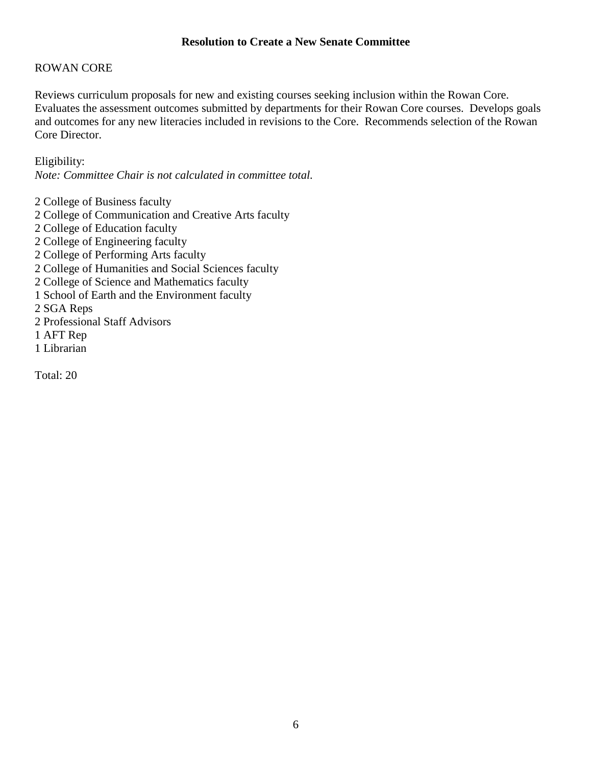**Resolution to Create a New Senate Committee**

ROWAN CORE

Reviews curriculum proposals for new and existing courses seeking inclusion within the Rowan Core. Evaluates the assessment outcomes submitted by departments for their Rowan Core courses. Develops goals and outcomes for any new literacies included in revisions to the Core. Recommends selection of the Rowan Core Director.

Eligibility:
*Note: Committee Chair is not calculated in committee total.*

2 College of Business faculty
2 College of Communication and Creative Arts faculty
2 College of Education faculty
2 College of Engineering faculty
2 College of Performing Arts faculty
2 College of Humanities and Social Sciences faculty
2 College of Science and Mathematics faculty
1 School of Earth and the Environment faculty
2 SGA Reps
2 Professional Staff Advisors
1 AFT Rep
1 Librarian

Total: 20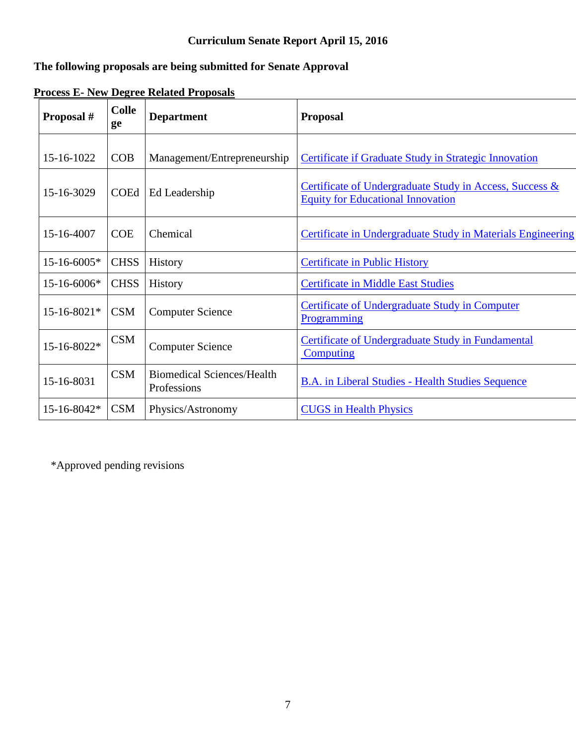# Curriculum Senate Report April 15, 2016

**The following proposals are being submitted for Senate Approval**

**Process E- New Degree Related Proposals**

| **Proposal #** | **College** | **Department** | **Proposal** |
|---|---|---|---|
| 15-16-1022 | COB | Management/Entrepreneurship | Certificate if Graduate Study in Strategic Innovation |
| 15-16-3029 | COEd | Ed Leadership | Certificate of Undergraduate Study in Access, Success & Equity for Educational Innovation |
| 15-16-4007 | COE | Chemical | Certificate in Undergraduate Study in Materials Engineering |
| 15-16-6005* | CHSS | History | Certificate in Public History |
| 15-16-6006* | CHSS | History | Certificate in Middle East Studies |
| 15-16-8021* | CSM | Computer Science | Certificate of Undergraduate Study in Computer Programming |
| 15-16-8022* | CSM | Computer Science | Certificate of Undergraduate Study in Fundamental Computing |
| 15-16-8031 | CSM | Biomedical Sciences/Health Professions | B.A. in Liberal Studies - Health Studies Sequence |
| 15-16-8042* | CSM | Physics/Astronomy | CUGS in Health Physics |

*Approved pending revisions